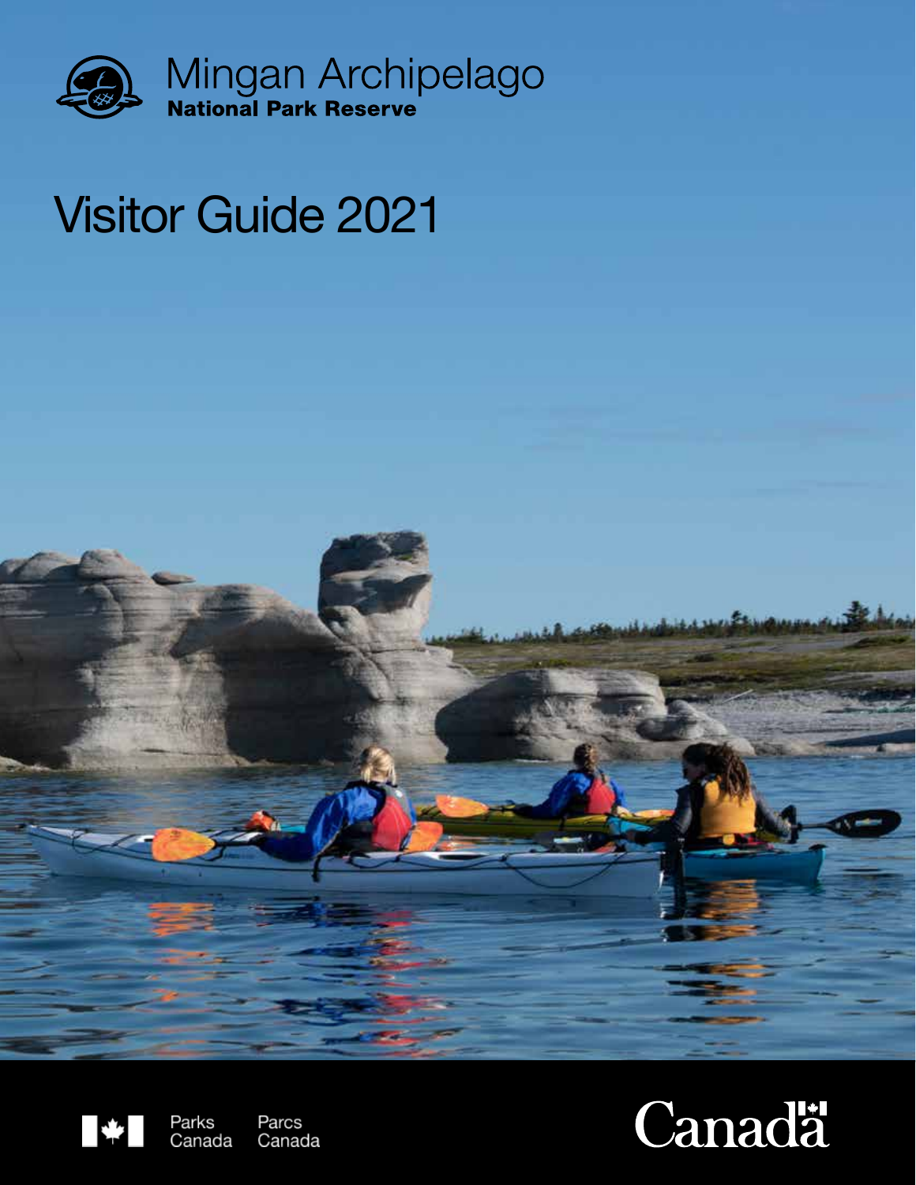# Mingan Archipelago

**National Park Reserve**

# Visitor Guide 2021

Parks Canada Parcs Canada

Canada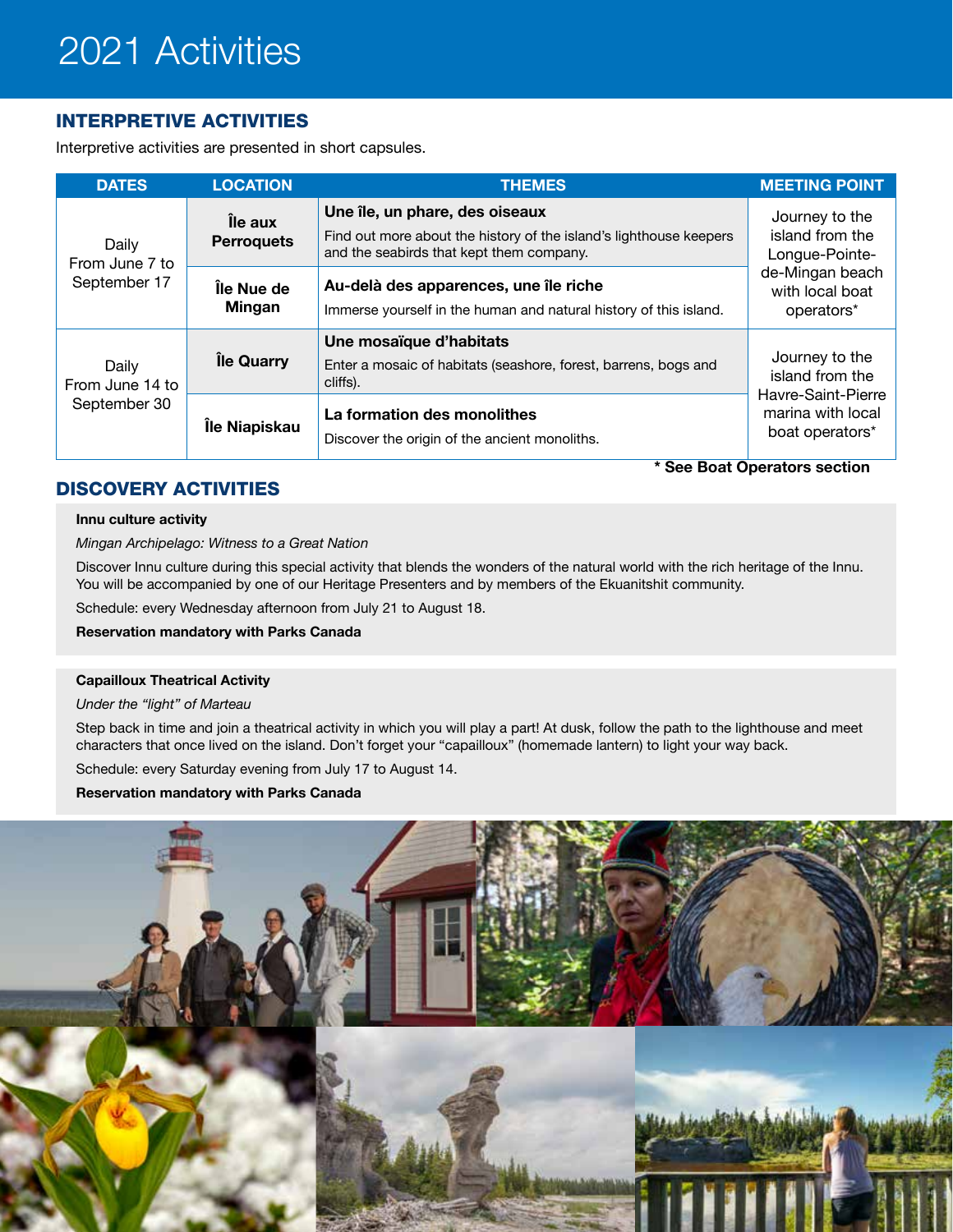# 2021 Activities

## INTERPRETIVE ACTIVITIES

Interpretive activities are presented in short capsules.

| DATES | LOCATION | THEMES | MEETING POINT |
|---|---|---|---|
| Daily From June 7 to September 17 | Île aux Perroquets | **Une île, un phare, des oiseaux** Find out more about the history of the island's lighthouse keepers and the seabirds that kept them company. | Journey to the island from the Longue-Pointe-de-Mingan beach with local boat operators* |
| | Île Nue de Mingan | **Au-delà des apparences, une île riche** Immerse yourself in the human and natural history of this island. | |
| Daily From June 14 to September 30 | Île Quarry | **Une mosaïque d'habitats** Enter a mosaic of habitats (seashore, forest, barrens, bogs and cliffs). | Journey to the island from the Havre-Saint-Pierre marina with local boat operators* |
| | Île Niapiskau | **La formation des monolithes** Discover the origin of the ancient monoliths. | |

**\* See Boat Operators section**

## DISCOVERY ACTIVITIES

**Innu culture activity**

*Mingan Archipelago: Witness to a Great Nation*

Discover Innu culture during this special activity that blends the wonders of the natural world with the rich heritage of the Innu. You will be accompanied by one of our Heritage Presenters and by members of the Ekuanitshit community.

Schedule: every Wednesday afternoon from July 21 to August 18.

**Reservation mandatory with Parks Canada**

**Capailloux Theatrical Activity**

*Under the "light" of Marteau*

Step back in time and join a theatrical activity in which you will play a part! At dusk, follow the path to the lighthouse and meet characters that once lived on the island. Don't forget your "capailloux" (homemade lantern) to light your way back.

Schedule: every Saturday evening from July 17 to August 14.

**Reservation mandatory with Parks Canada**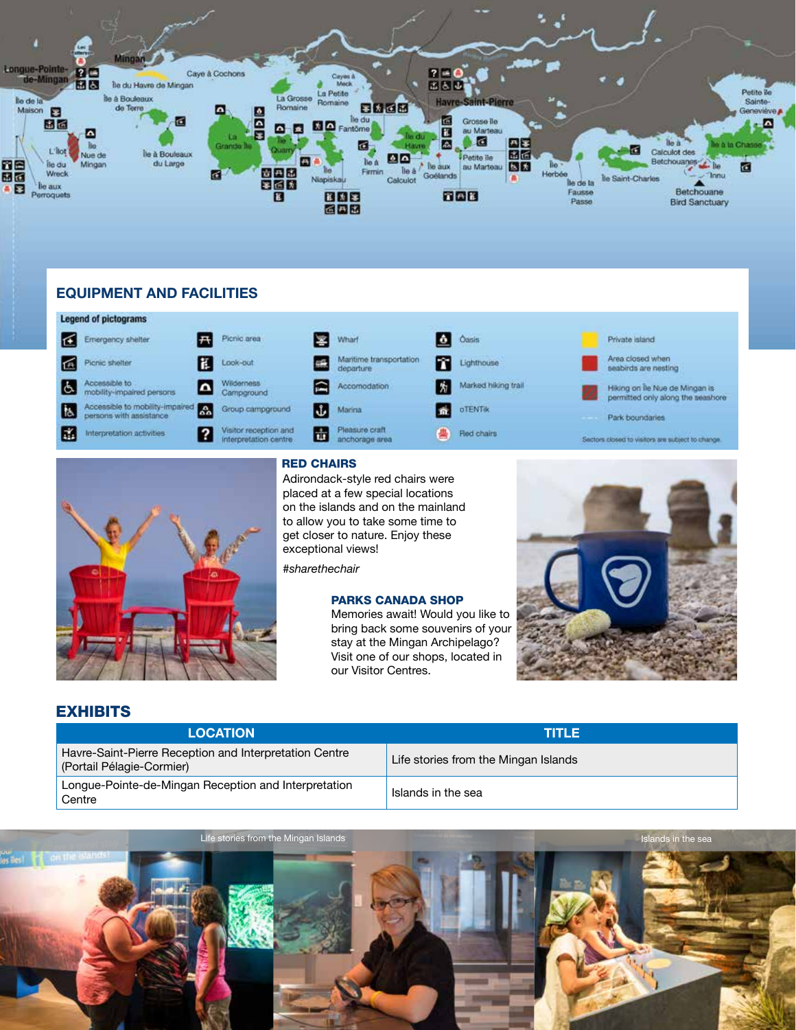## EQUIPMENT AND FACILITIES

**Legend of pictograms**

| | | | | |
|---|---|---|---|---|
| Emergency shelter | Picnic area | Wharf | Oasis | Private island |
| Picnic shelter | Look-out | Maritime transportation departure | Lighthouse | Area closed when seabirds are nesting |
| Accessible to mobility-impaired persons | Wilderness Campground | Accomodation | Marked hiking trail | Hiking on Île Nue de Mingan is permitted only along the seashore |
| Accessible to mobility-impaired persons with assistance | Group campground | Marina | oTENTik | Park boundaries |
| Interpretation activities | Visitor reception and interpretation centre | Pleasure craft anchorage area | Red chairs | Sectors closed to visitors are subject to change. |

### RED CHAIRS

Adirondack-style red chairs were placed at a few special locations on the islands and on the mainland to allow you to take some time to get closer to nature. Enjoy these exceptional views!

*#sharethechair*

### PARKS CANADA SHOP

Memories await! Would you like to bring back some souvenirs of your stay at the Mingan Archipelago? Visit one of our shops, located in our Visitor Centres.

## EXHIBITS

| LOCATION | TITLE |
|---|---|
| Havre-Saint-Pierre Reception and Interpretation Centre (Portail Pélagie-Cormier) | Life stories from the Mingan Islands |
| Longue-Pointe-de-Mingan Reception and Interpretation Centre | Islands in the sea |

Life stories from the Mingan Islands

Islands in the sea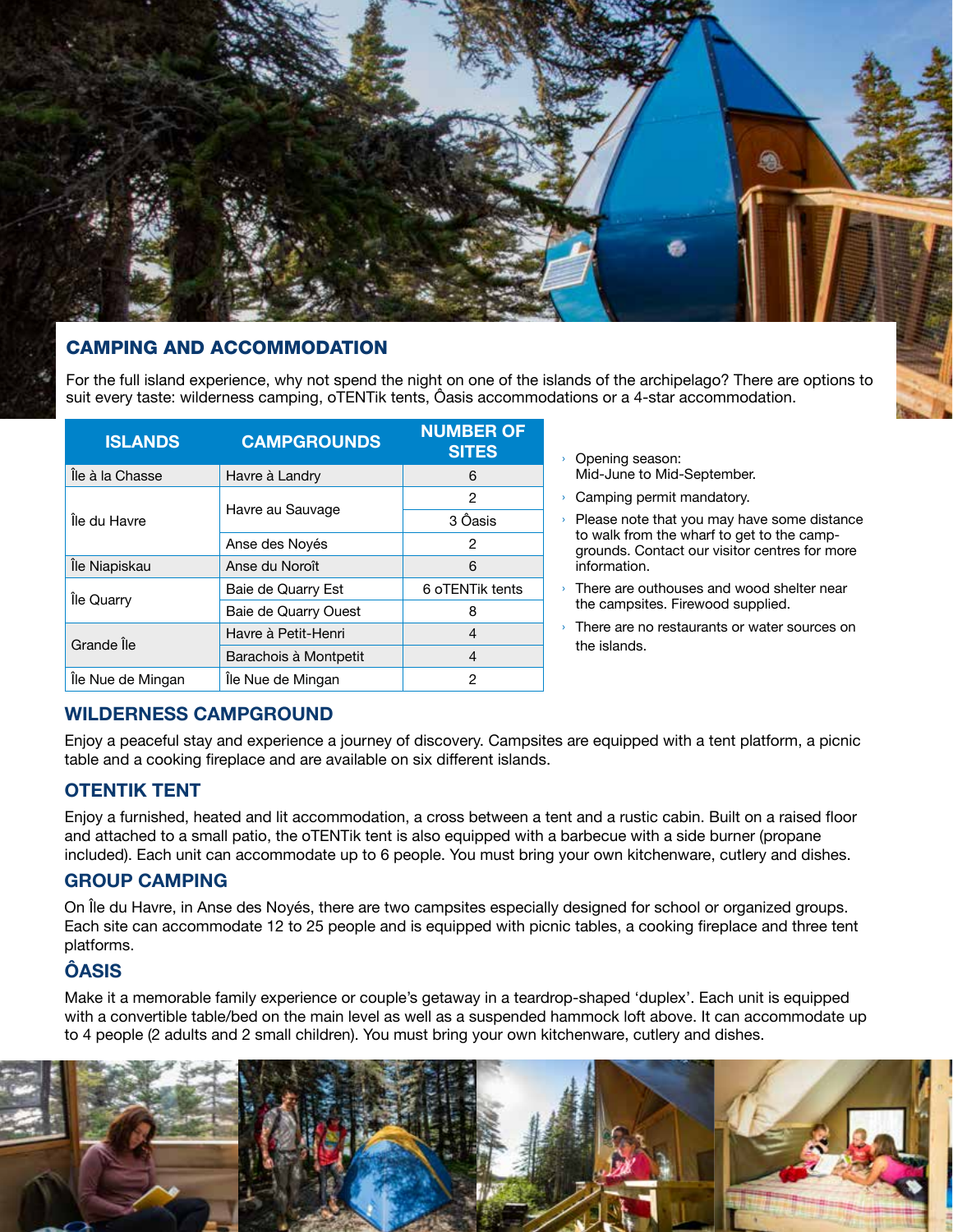## CAMPING AND ACCOMMODATION

For the full island experience, why not spend the night on one of the islands of the archipelago? There are options to suit every taste: wilderness camping, oTENTik tents, Ôasis accommodations or a 4-star accommodation.

| ISLANDS | CAMPGROUNDS | NUMBER OF SITES |
|---|---|---|
| Île à la Chasse | Havre à Landry | 6 |
| Île du Havre | Havre au Sauvage | 2 |
| | | 3 Ôasis |
| | Anse des Noyés | 2 |
| Île Niapiskau | Anse du Noroît | 6 |
| Île Quarry | Baie de Quarry Est | 6 oTENTik tents |
| | Baie de Quarry Ouest | 8 |
| Grande Île | Havre à Petit-Henri | 4 |
| | Barachois à Montpetit | 4 |
| Île Nue de Mingan | Île Nue de Mingan | 2 |

- Opening season: Mid-June to Mid-September.
- Camping permit mandatory.
- Please note that you may have some distance to walk from the wharf to get to the campgrounds. Contact our visitor centres for more information.
- There are outhouses and wood shelter near the campsites. Firewood supplied.
- There are no restaurants or water sources on the islands.

## WILDERNESS CAMPGROUND

Enjoy a peaceful stay and experience a journey of discovery. Campsites are equipped with a tent platform, a picnic table and a cooking fireplace and are available on six different islands.

## OTENTIK TENT

Enjoy a furnished, heated and lit accommodation, a cross between a tent and a rustic cabin. Built on a raised floor and attached to a small patio, the oTENTik tent is also equipped with a barbecue with a side burner (propane included). Each unit can accommodate up to 6 people. You must bring your own kitchenware, cutlery and dishes.

## GROUP CAMPING

On Île du Havre, in Anse des Noyés, there are two campsites especially designed for school or organized groups. Each site can accommodate 12 to 25 people and is equipped with picnic tables, a cooking fireplace and three tent platforms.

## ÔASIS

Make it a memorable family experience or couple's getaway in a teardrop-shaped 'duplex'. Each unit is equipped with a convertible table/bed on the main level as well as a suspended hammock loft above. It can accommodate up to 4 people (2 adults and 2 small children). You must bring your own kitchenware, cutlery and dishes.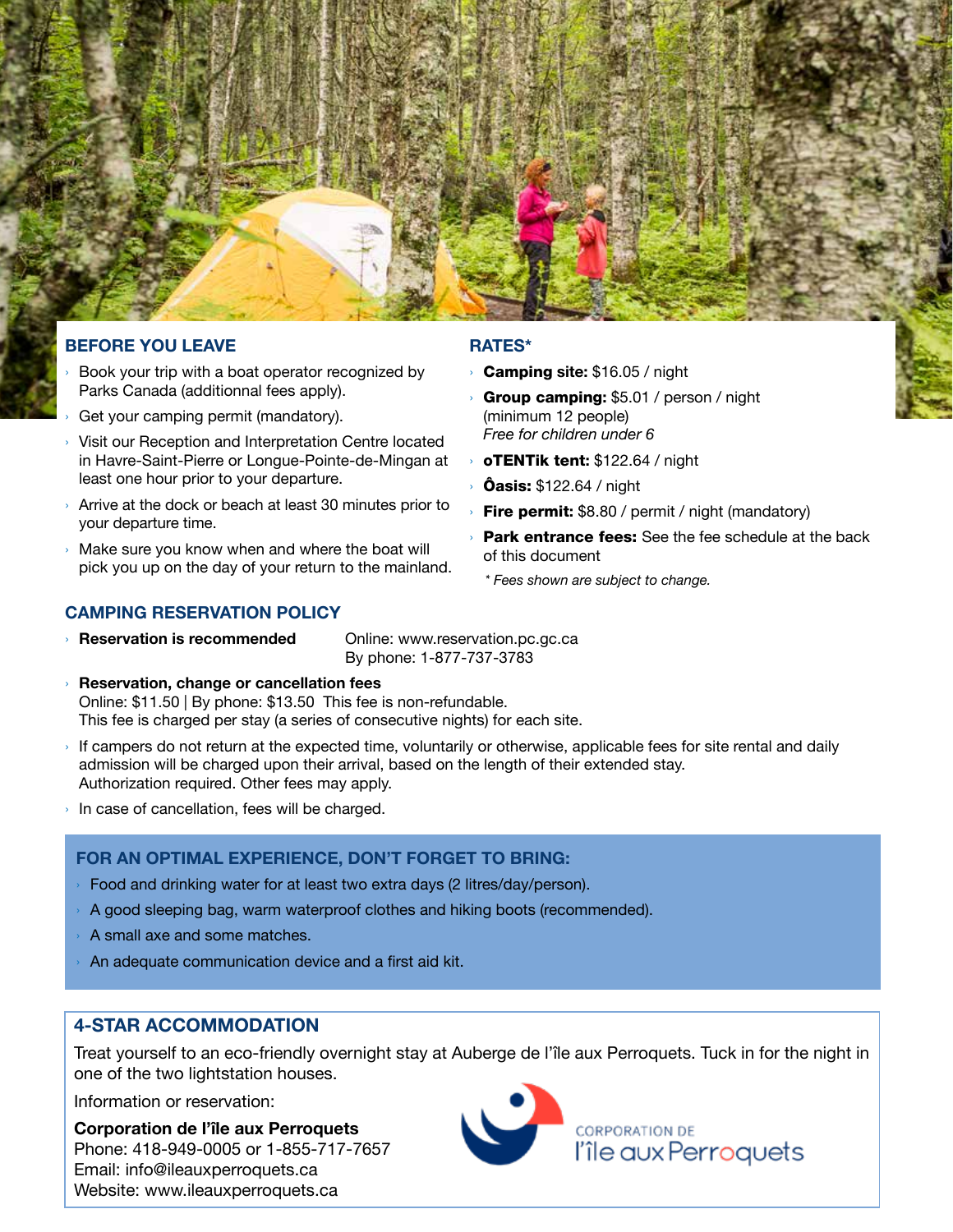## BEFORE YOU LEAVE

- Book your trip with a boat operator recognized by Parks Canada (additionnal fees apply).
- Get your camping permit (mandatory).
- Visit our Reception and Interpretation Centre located in Havre-Saint-Pierre or Longue-Pointe-de-Mingan at least one hour prior to your departure.
- Arrive at the dock or beach at least 30 minutes prior to your departure time.
- Make sure you know when and where the boat will pick you up on the day of your return to the mainland.

## RATES*

- **Camping site:** $16.05 / night
- **Group camping:** $5.01 / person / night (minimum 12 people)
  *Free for children under 6*
- **oTENTik tent:** $122.64 / night
- **Ôasis:** $122.64 / night
- **Fire permit:** $8.80 / permit / night (mandatory)
- **Park entrance fees:** See the fee schedule at the back of this document

*\* Fees shown are subject to change.*

## CAMPING RESERVATION POLICY

- **Reservation is recommended**
  Online: www.reservation.pc.gc.ca
  By phone: 1-877-737-3783
- **Reservation, change or cancellation fees**
  Online: $11.50 | By phone: $13.50 This fee is non-refundable.
  This fee is charged per stay (a series of consecutive nights) for each site.
- If campers do not return at the expected time, voluntarily or otherwise, applicable fees for site rental and daily admission will be charged upon their arrival, based on the length of their extended stay. Authorization required. Other fees may apply.
- In case of cancellation, fees will be charged.

## FOR AN OPTIMAL EXPERIENCE, DON'T FORGET TO BRING:

- Food and drinking water for at least two extra days (2 litres/day/person).
- A good sleeping bag, warm waterproof clothes and hiking boots (recommended).
- A small axe and some matches.
- An adequate communication device and a first aid kit.

## 4-STAR ACCOMMODATION

Treat yourself to an eco-friendly overnight stay at Auberge de l'île aux Perroquets. Tuck in for the night in one of the two lightstation houses.

Information or reservation:

**Corporation de l'île aux Perroquets**
Phone: 418-949-0005 or 1-855-717-7657
Email: info@ileauxperroquets.ca
Website: www.ileauxperroquets.ca

CORPORATION DE l'île aux Perroquets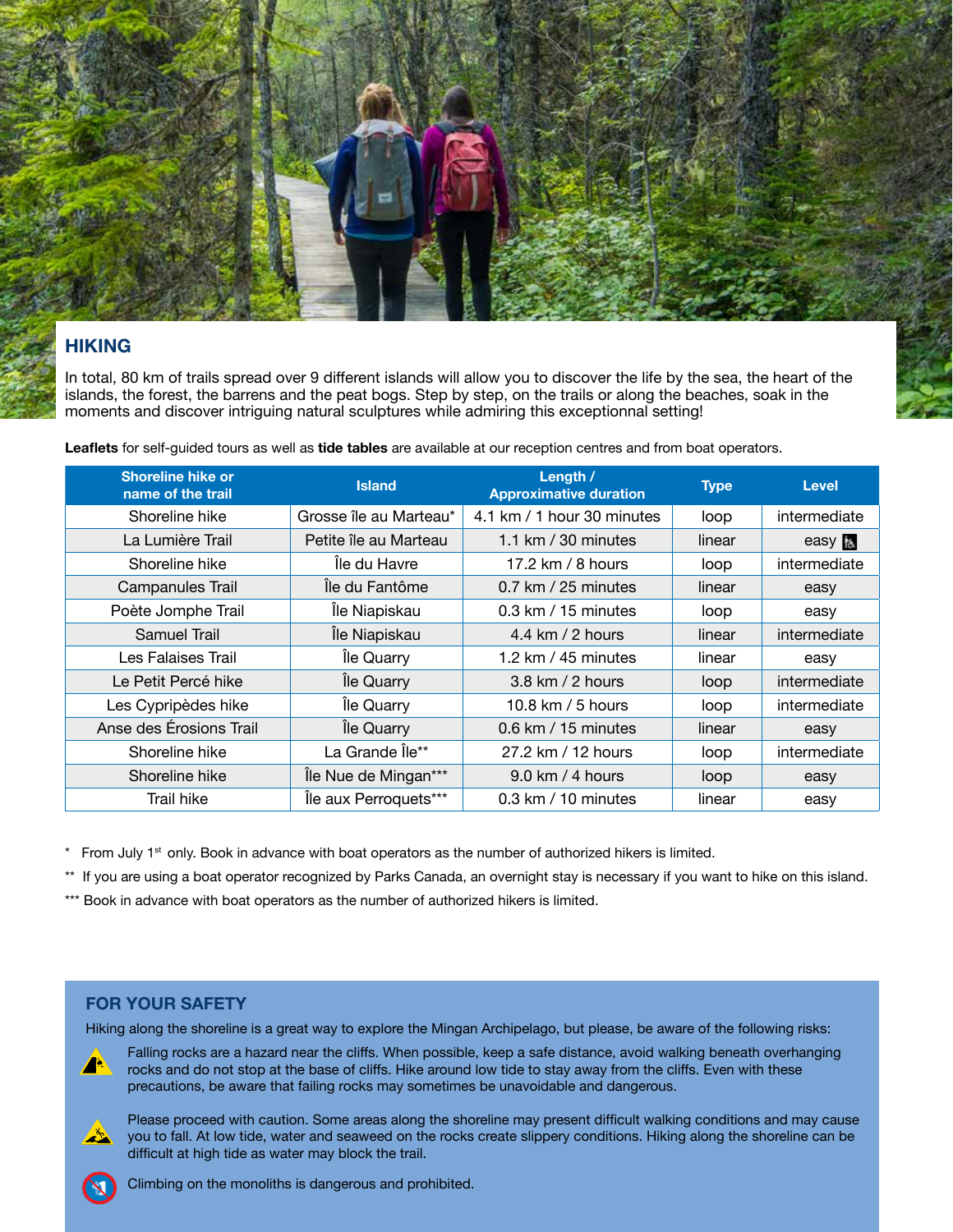## HIKING

In total, 80 km of trails spread over 9 different islands will allow you to discover the life by the sea, the heart of the islands, the forest, the barrens and the peat bogs. Step by step, on the trails or along the beaches, soak in the moments and discover intriguing natural sculptures while admiring this exceptionnal setting!

**Leaflets** for self-guided tours as well as **tide tables** are available at our reception centres and from boat operators.

| Shoreline hike or name of the trail | Island | Length / Approximative duration | Type | Level |
|---|---|---|---|---|
| Shoreline hike | Grosse île au Marteau* | 4.1 km / 1 hour 30 minutes | loop | intermediate |
| La Lumière Trail | Petite île au Marteau | 1.1 km / 30 minutes | linear | easy ♿ |
| Shoreline hike | Île du Havre | 17.2 km / 8 hours | loop | intermediate |
| Campanules Trail | Île du Fantôme | 0.7 km / 25 minutes | linear | easy |
| Poète Jomphe Trail | Île Niapiskau | 0.3 km / 15 minutes | loop | easy |
| Samuel Trail | Île Niapiskau | 4.4 km / 2 hours | linear | intermediate |
| Les Falaises Trail | Île Quarry | 1.2 km / 45 minutes | linear | easy |
| Le Petit Percé hike | Île Quarry | 3.8 km / 2 hours | loop | intermediate |
| Les Cypripèdes hike | Île Quarry | 10.8 km / 5 hours | loop | intermediate |
| Anse des Érosions Trail | Île Quarry | 0.6 km / 15 minutes | linear | easy |
| Shoreline hike | La Grande Île** | 27.2 km / 12 hours | loop | intermediate |
| Shoreline hike | Île Nue de Mingan*** | 9.0 km / 4 hours | loop | easy |
| Trail hike | Île aux Perroquets*** | 0.3 km / 10 minutes | linear | easy |

\* From July 1st only. Book in advance with boat operators as the number of authorized hikers is limited.

\** If you are using a boat operator recognized by Parks Canada, an overnight stay is necessary if you want to hike on this island.

\*** Book in advance with boat operators as the number of authorized hikers is limited.

### FOR YOUR SAFETY

Hiking along the shoreline is a great way to explore the Mingan Archipelago, but please, be aware of the following risks:

- Falling rocks are a hazard near the cliffs. When possible, keep a safe distance, avoid walking beneath overhanging rocks and do not stop at the base of cliffs. Hike around low tide to stay away from the cliffs. Even with these precautions, be aware that failing rocks may sometimes be unavoidable and dangerous.
- Please proceed with caution. Some areas along the shoreline may present difficult walking conditions and may cause you to fall. At low tide, water and seaweed on the rocks create slippery conditions. Hiking along the shoreline can be difficult at high tide as water may block the trail.
- Climbing on the monoliths is dangerous and prohibited.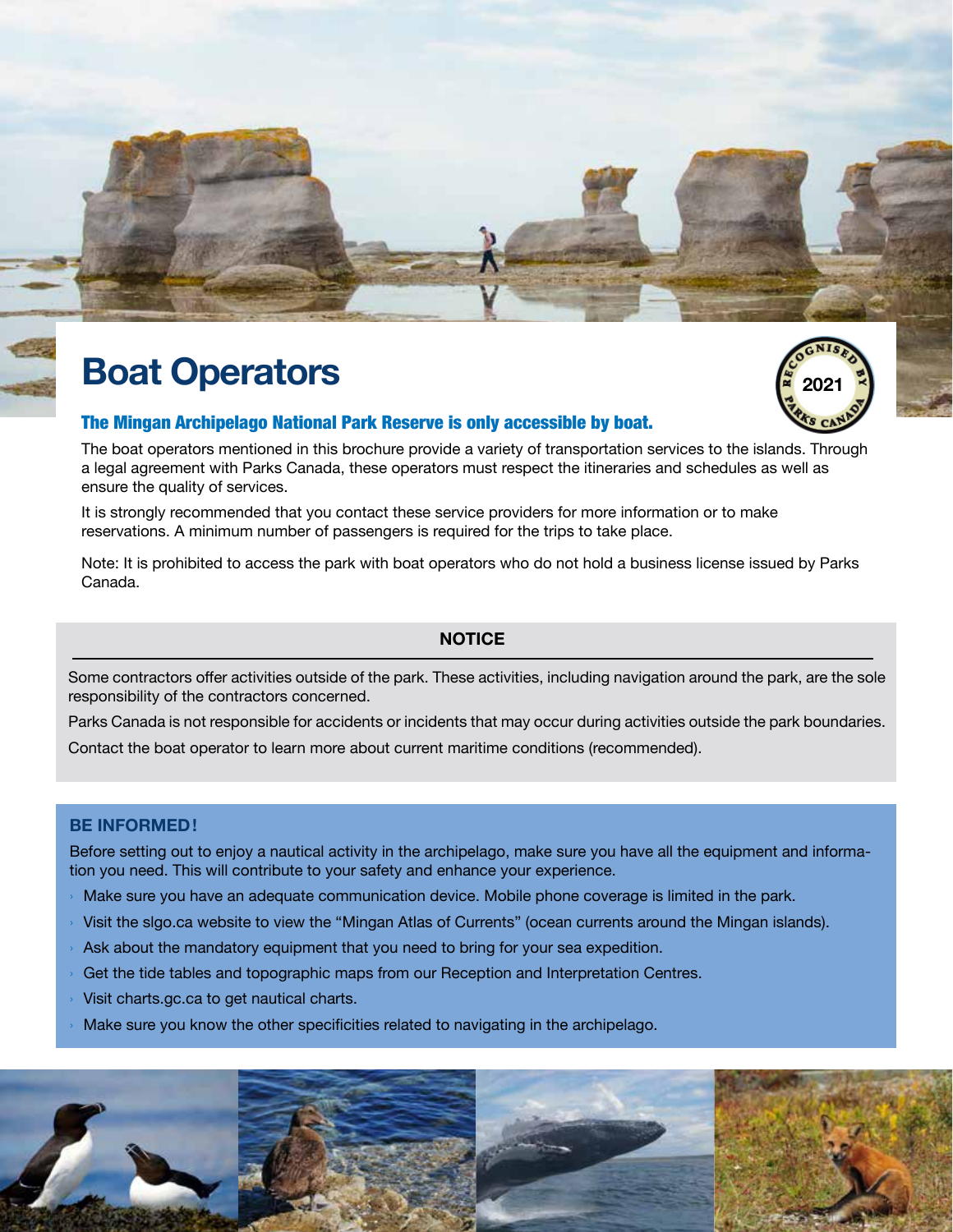# Boat Operators

**The Mingan Archipelago National Park Reserve is only accessible by boat.**

The boat operators mentioned in this brochure provide a variety of transportation services to the islands. Through a legal agreement with Parks Canada, these operators must respect the itineraries and schedules as well as ensure the quality of services.

It is strongly recommended that you contact these service providers for more information or to make reservations. A minimum number of passengers is required for the trips to take place.

Note: It is prohibited to access the park with boat operators who do not hold a business license issued by Parks Canada.

### NOTICE

Some contractors offer activities outside of the park. These activities, including navigation around the park, are the sole responsibility of the contractors concerned.

Parks Canada is not responsible for accidents or incidents that may occur during activities outside the park boundaries.

Contact the boat operator to learn more about current maritime conditions (recommended).

### BE INFORMED!

Before setting out to enjoy a nautical activity in the archipelago, make sure you have all the equipment and information you need. This will contribute to your safety and enhance your experience.

- Make sure you have an adequate communication device. Mobile phone coverage is limited in the park.
- Visit the slgo.ca website to view the "Mingan Atlas of Currents" (ocean currents around the Mingan islands).
- Ask about the mandatory equipment that you need to bring for your sea expedition.
- Get the tide tables and topographic maps from our Reception and Interpretation Centres.
- Visit charts.gc.ca to get nautical charts.
- Make sure you know the other specificities related to navigating in the archipelago.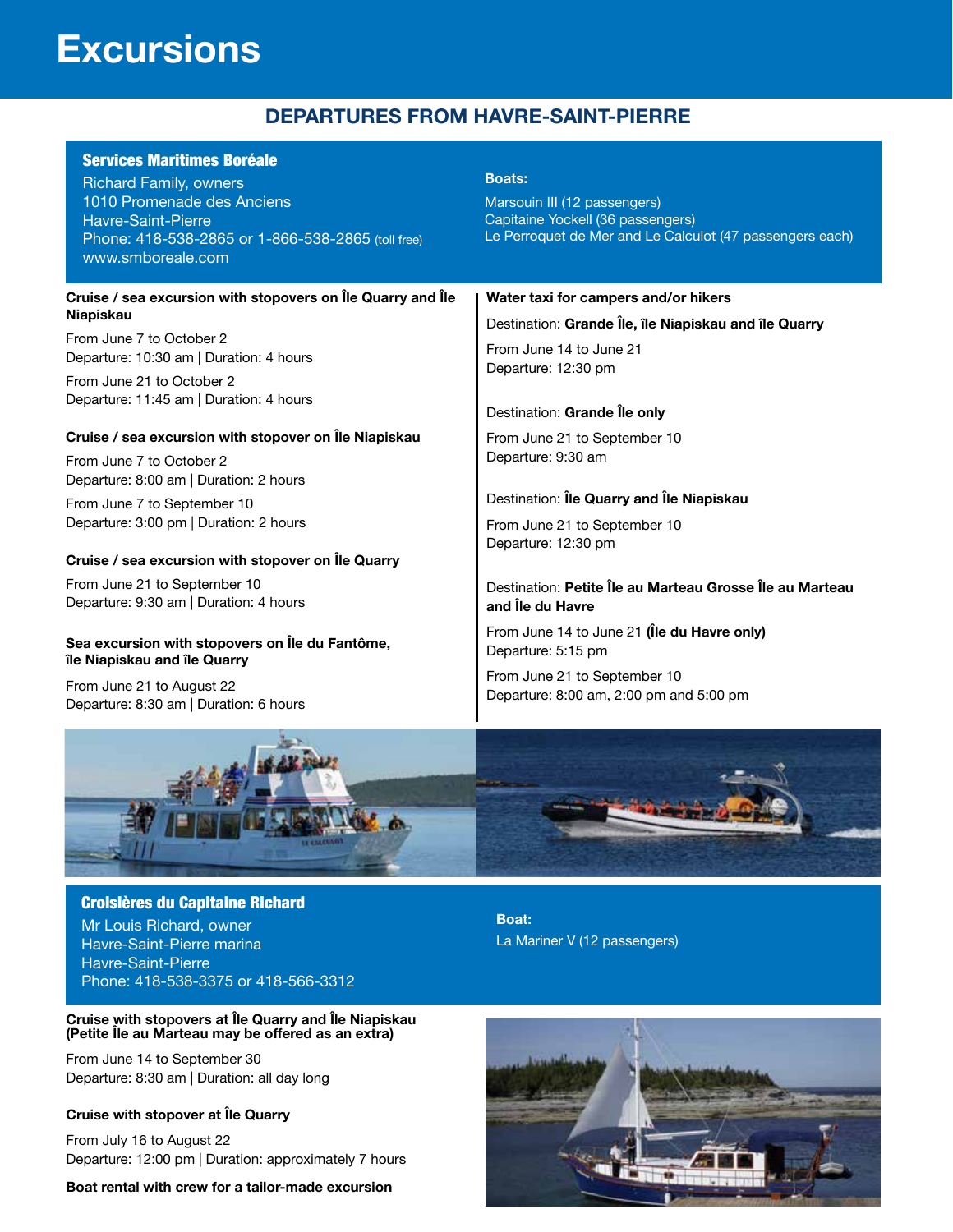# Excursions

## DEPARTURES FROM HAVRE-SAINT-PIERRE

### Services Maritimes Boréale

Richard Family, owners
1010 Promenade des Anciens
Havre-Saint-Pierre
Phone: 418-538-2865 or 1-866-538-2865 (toll free)
www.smboreale.com

**Boats:**

Marsouin III (12 passengers)
Capitaine Yockell (36 passengers)
Le Perroquet de Mer and Le Calculot (47 passengers each)

**Cruise / sea excursion with stopovers on Île Quarry and Île Niapiskau**

From June 7 to October 2
Departure: 10:30 am | Duration: 4 hours

From June 21 to October 2
Departure: 11:45 am | Duration: 4 hours

**Cruise / sea excursion with stopover on Île Niapiskau**

From June 7 to October 2
Departure: 8:00 am | Duration: 2 hours

From June 7 to September 10
Departure: 3:00 pm | Duration: 2 hours

**Cruise / sea excursion with stopover on Île Quarry**

From June 21 to September 10
Departure: 9:30 am | Duration: 4 hours

**Sea excursion with stopovers on Île du Fantôme, île Niapiskau and île Quarry**

From June 21 to August 22
Departure: 8:30 am | Duration: 6 hours

**Water taxi for campers and/or hikers**

Destination: **Grande Île, île Niapiskau and île Quarry**

From June 14 to June 21
Departure: 12:30 pm

Destination: **Grande Île only**

From June 21 to September 10
Departure: 9:30 am

Destination: **Île Quarry and Île Niapiskau**

From June 21 to September 10
Departure: 12:30 pm

Destination: **Petite Île au Marteau Grosse Île au Marteau and Île du Havre**

From June 14 to June 21 **(Île du Havre only)**
Departure: 5:15 pm

From June 21 to September 10
Departure: 8:00 am, 2:00 pm and 5:00 pm

### Croisières du Capitaine Richard

Mr Louis Richard, owner
Havre-Saint-Pierre marina
Havre-Saint-Pierre
Phone: 418-538-3375 or 418-566-3312

**Boat:**

La Mariner V (12 passengers)

**Cruise with stopovers at Île Quarry and Île Niapiskau (Petite Île au Marteau may be offered as an extra)**

From June 14 to September 30
Departure: 8:30 am | Duration: all day long

**Cruise with stopover at Île Quarry**

From July 16 to August 22
Departure: 12:00 pm | Duration: approximately 7 hours

**Boat rental with crew for a tailor-made excursion**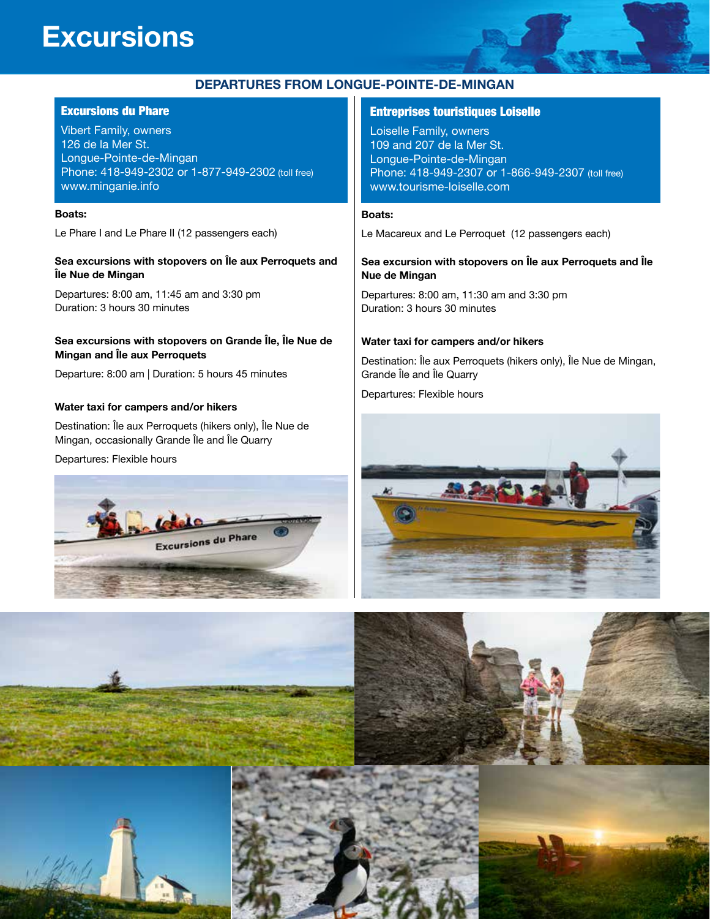# Excursions

## DEPARTURES FROM LONGUE-POINTE-DE-MINGAN

### Excursions du Phare

Vibert Family, owners
126 de la Mer St.
Longue-Pointe-de-Mingan
Phone: 418-949-2302 or 1-877-949-2302 (toll free)
www.minganie.info

**Boats:**

Le Phare I and Le Phare II (12 passengers each)

**Sea excursions with stopovers on Île aux Perroquets and Île Nue de Mingan**

Departures: 8:00 am, 11:45 am and 3:30 pm
Duration: 3 hours 30 minutes

**Sea excursions with stopovers on Grande Île, Île Nue de Mingan and Île aux Perroquets**

Departure: 8:00 am | Duration: 5 hours 45 minutes

**Water taxi for campers and/or hikers**

Destination: Île aux Perroquets (hikers only), Île Nue de Mingan, occasionally Grande Île and Île Quarry

Departures: Flexible hours

### Entreprises touristiques Loiselle

Loiselle Family, owners
109 and 207 de la Mer St.
Longue-Pointe-de-Mingan
Phone: 418-949-2307 or 1-866-949-2307 (toll free)
www.tourisme-loiselle.com

**Boats:**

Le Macareux and Le Perroquet (12 passengers each)

**Sea excursion with stopovers on Île aux Perroquets and Île Nue de Mingan**

Departures: 8:00 am, 11:30 am and 3:30 pm
Duration: 3 hours 30 minutes

**Water taxi for campers and/or hikers**

Destination: Île aux Perroquets (hikers only), Île Nue de Mingan, Grande Île and Île Quarry

Departures: Flexible hours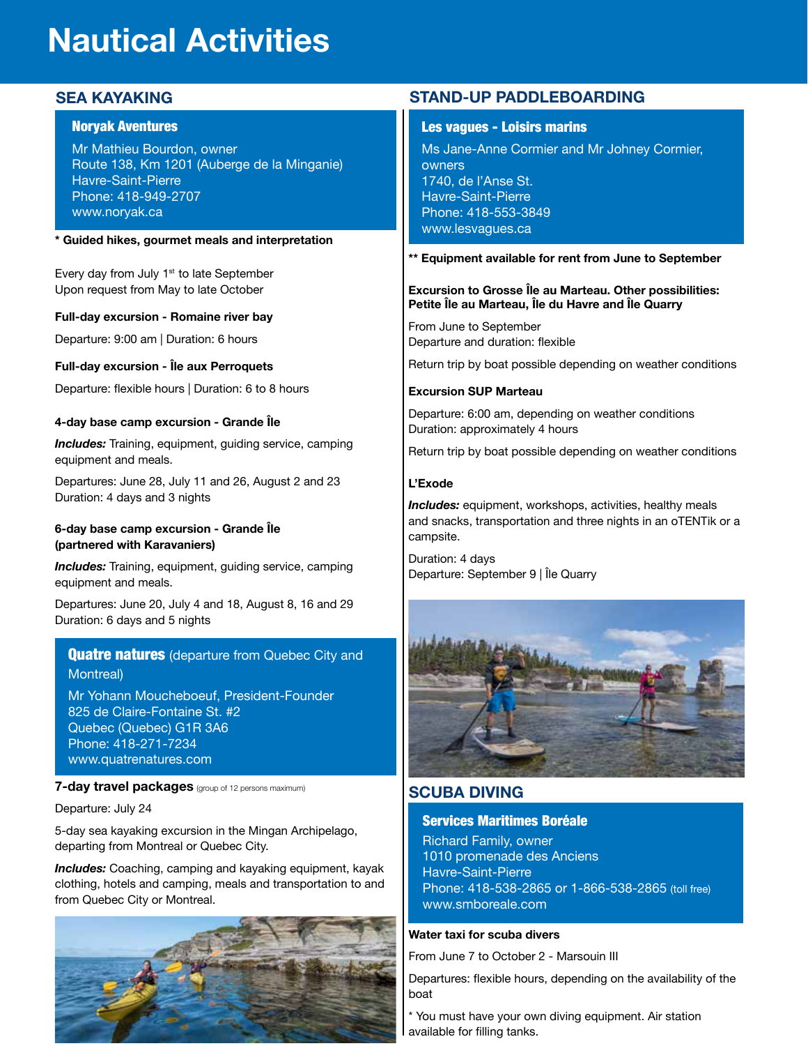# Nautical Activities

## SEA KAYAKING

### Noryak Aventures

Mr Mathieu Bourdon, owner
Route 138, Km 1201 (Auberge de la Minganie)
Havre-Saint-Pierre
Phone: 418-949-2707
www.noryak.ca

**\* Guided hikes, gourmet meals and interpretation**

Every day from July 1st to late September
Upon request from May to late October

**Full-day excursion - Romaine river bay**

Departure: 9:00 am | Duration: 6 hours

**Full-day excursion - Île aux Perroquets**

Departure: flexible hours | Duration: 6 to 8 hours

**4-day base camp excursion - Grande Île**

***Includes:*** Training, equipment, guiding service, camping equipment and meals.

Departures: June 28, July 11 and 26, August 2 and 23
Duration: 4 days and 3 nights

**6-day base camp excursion - Grande Île (partnered with Karavaniers)**

***Includes:*** Training, equipment, guiding service, camping equipment and meals.

Departures: June 20, July 4 and 18, August 8, 16 and 29
Duration: 6 days and 5 nights

### Quatre natures (departure from Quebec City and Montreal)

Mr Yohann Moucheboeuf, President-Founder
825 de Claire-Fontaine St. #2
Quebec (Quebec) G1R 3A6
Phone: 418-271-7234
www.quatrenatures.com

**7-day travel packages** (group of 12 persons maximum)

Departure: July 24

5-day sea kayaking excursion in the Mingan Archipelago, departing from Montreal or Quebec City.

***Includes:*** Coaching, camping and kayaking equipment, kayak clothing, hotels and camping, meals and transportation to and from Quebec City or Montreal.

## STAND-UP PADDLEBOARDING

### Les vagues - Loisirs marins

Ms Jane-Anne Cormier and Mr Johney Cormier, owners
1740, de l'Anse St.
Havre-Saint-Pierre
Phone: 418-553-3849
www.lesvagues.ca

**\*\* Equipment available for rent from June to September**

**Excursion to Grosse Île au Marteau. Other possibilities: Petite Île au Marteau, Île du Havre and Île Quarry**

From June to September
Departure and duration: flexible

Return trip by boat possible depending on weather conditions

**Excursion SUP Marteau**

Departure: 6:00 am, depending on weather conditions
Duration: approximately 4 hours

Return trip by boat possible depending on weather conditions

**L'Exode**

***Includes:*** equipment, workshops, activities, healthy meals and snacks, transportation and three nights in an oTENTik or a campsite.

Duration: 4 days
Departure: September 9 | Île Quarry

## SCUBA DIVING

### Services Maritimes Boréale

Richard Family, owner
1010 promenade des Anciens
Havre-Saint-Pierre
Phone: 418-538-2865 or 1-866-538-2865 (toll free)
www.smboreale.com

**Water taxi for scuba divers**

From June 7 to October 2 - Marsouin III

Departures: flexible hours, depending on the availability of the boat

\* You must have your own diving equipment. Air station available for filling tanks.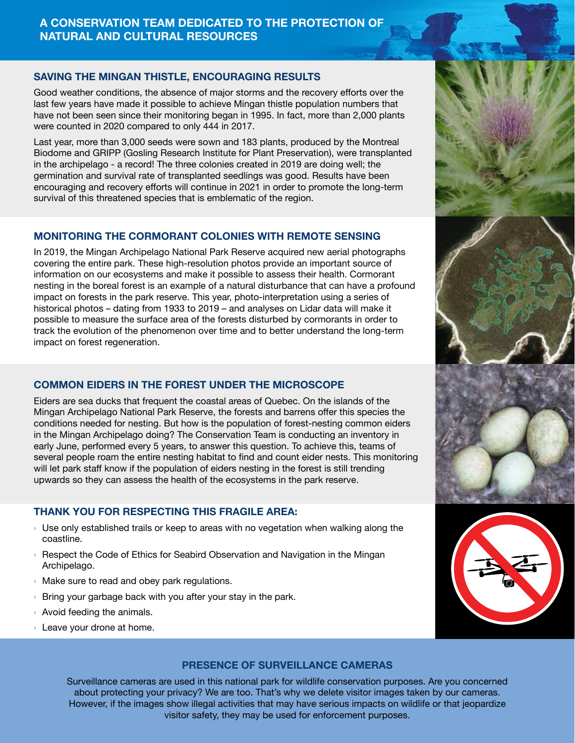# A CONSERVATION TEAM DEDICATED TO THE PROTECTION OF NATURAL AND CULTURAL RESOURCES

## SAVING THE MINGAN THISTLE, ENCOURAGING RESULTS

Good weather conditions, the absence of major storms and the recovery efforts over the last few years have made it possible to achieve Mingan thistle population numbers that have not been seen since their monitoring began in 1995. In fact, more than 2,000 plants were counted in 2020 compared to only 444 in 2017.

Last year, more than 3,000 seeds were sown and 183 plants, produced by the Montreal Biodome and GRIPP (Gosling Research Institute for Plant Preservation), were transplanted in the archipelago - a record! The three colonies created in 2019 are doing well; the germination and survival rate of transplanted seedlings was good. Results have been encouraging and recovery efforts will continue in 2021 in order to promote the long-term survival of this threatened species that is emblematic of the region.

## MONITORING THE CORMORANT COLONIES WITH REMOTE SENSING

In 2019, the Mingan Archipelago National Park Reserve acquired new aerial photographs covering the entire park. These high-resolution photos provide an important source of information on our ecosystems and make it possible to assess their health. Cormorant nesting in the boreal forest is an example of a natural disturbance that can have a profound impact on forests in the park reserve. This year, photo-interpretation using a series of historical photos – dating from 1933 to 2019 – and analyses on Lidar data will make it possible to measure the surface area of the forests disturbed by cormorants in order to track the evolution of the phenomenon over time and to better understand the long-term impact on forest regeneration.

## COMMON EIDERS IN THE FOREST UNDER THE MICROSCOPE

Eiders are sea ducks that frequent the coastal areas of Quebec. On the islands of the Mingan Archipelago National Park Reserve, the forests and barrens offer this species the conditions needed for nesting. But how is the population of forest-nesting common eiders in the Mingan Archipelago doing? The Conservation Team is conducting an inventory in early June, performed every 5 years, to answer this question. To achieve this, teams of several people roam the entire nesting habitat to find and count eider nests. This monitoring will let park staff know if the population of eiders nesting in the forest is still trending upwards so they can assess the health of the ecosystems in the park reserve.

## THANK YOU FOR RESPECTING THIS FRAGILE AREA:

- Use only established trails or keep to areas with no vegetation when walking along the coastline.
- Respect the Code of Ethics for Seabird Observation and Navigation in the Mingan Archipelago.
- Make sure to read and obey park regulations.
- Bring your garbage back with you after your stay in the park.
- Avoid feeding the animals.
- Leave your drone at home.

## PRESENCE OF SURVEILLANCE CAMERAS

Surveillance cameras are used in this national park for wildlife conservation purposes. Are you concerned about protecting your privacy? We are too. That's why we delete visitor images taken by our cameras. However, if the images show illegal activities that may have serious impacts on wildlife or that jeopardize visitor safety, they may be used for enforcement purposes.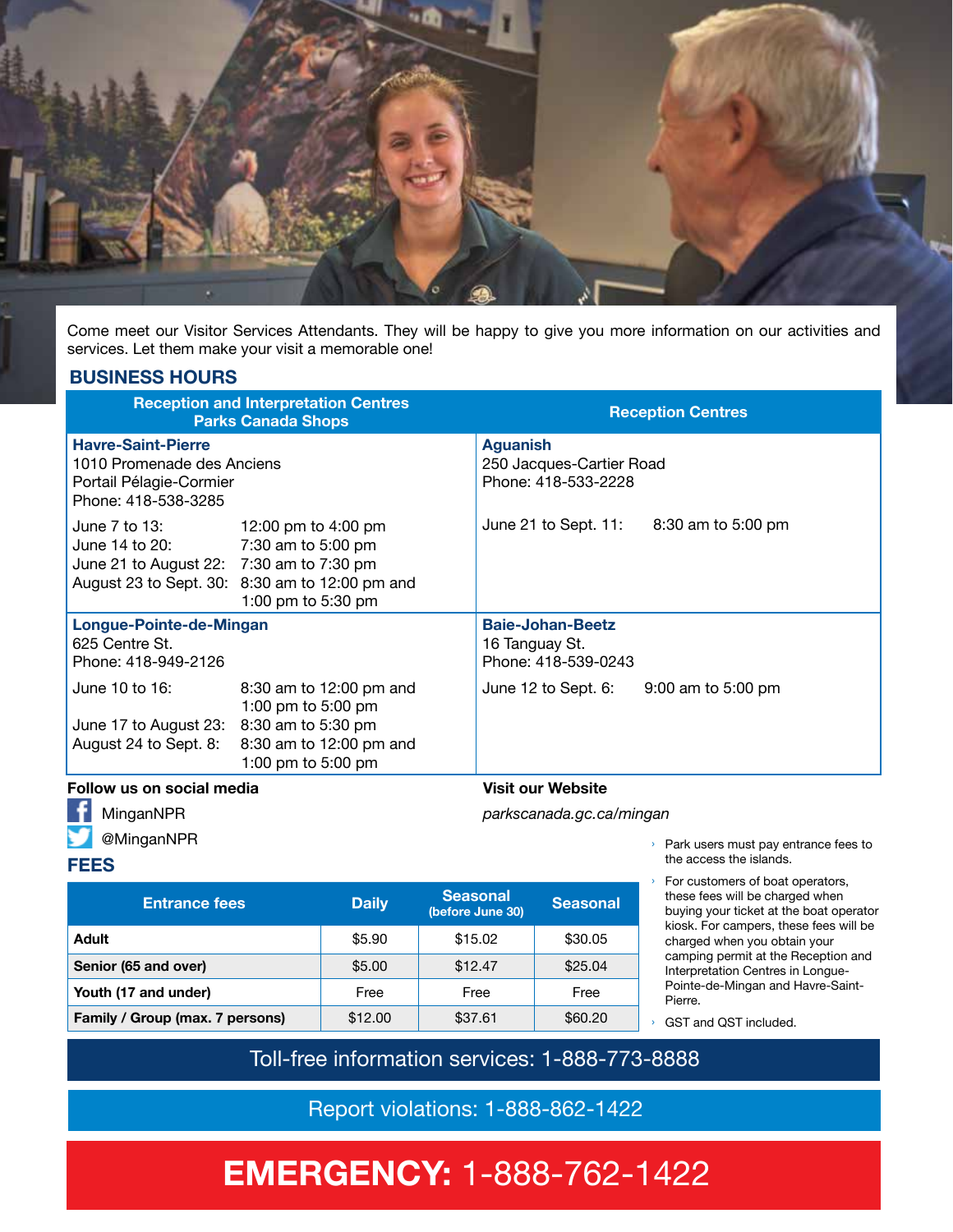Come meet our Visitor Services Attendants. They will be happy to give you more information on our activities and services. Let them make your visit a memorable one!

## BUSINESS HOURS

| Reception and Interpretation Centres Parks Canada Shops | Reception Centres |
|---|---|
| **Havre-Saint-Pierre**<br>1010 Promenade des Anciens<br>Portail Pélagie-Cormier<br>Phone: 418-538-3285<br><br>June 7 to 13: 12:00 pm to 4:00 pm<br>June 14 to 20: 7:30 am to 5:00 pm<br>June 21 to August 22: 7:30 am to 7:30 pm<br>August 23 to Sept. 30: 8:30 am to 12:00 pm and 1:00 pm to 5:30 pm | **Aguanish**<br>250 Jacques-Cartier Road<br>Phone: 418-533-2228<br><br>June 21 to Sept. 11: 8:30 am to 5:00 pm |
| **Longue-Pointe-de-Mingan**<br>625 Centre St.<br>Phone: 418-949-2126<br><br>June 10 to 16: 8:30 am to 12:00 pm and 1:00 pm to 5:00 pm<br>June 17 to August 23: 8:30 am to 5:30 pm<br>August 24 to Sept. 8: 8:30 am to 12:00 pm and 1:00 pm to 5:00 pm | **Baie-Johan-Beetz**<br>16 Tanguay St.<br>Phone: 418-539-0243<br><br>June 12 to Sept. 6: 9:00 am to 5:00 pm |

**Follow us on social media**

MinganNPR

@MinganNPR

**Visit our Website**

*parkscanada.gc.ca/mingan*

## FEES

| Entrance fees | Daily | Seasonal (before June 30) | Seasonal |
|---|---|---|---|
| **Adult** | $5.90 | $15.02 | $30.05 |
| **Senior (65 and over)** | $5.00 | $12.47 | $25.04 |
| **Youth (17 and under)** | Free | Free | Free |
| **Family / Group (max. 7 persons)** | $12.00 | $37.61 | $60.20 |

- Park users must pay entrance fees to the access the islands.
- For customers of boat operators, these fees will be charged when buying your ticket at the boat operator kiosk. For campers, these fees will be charged when you obtain your camping permit at the Reception and Interpretation Centres in Longue-Pointe-de-Mingan and Havre-Saint-Pierre.
- GST and QST included.

Toll-free information services: 1-888-773-8888

Report violations: 1-888-862-1422

**EMERGENCY:** 1-888-762-1422